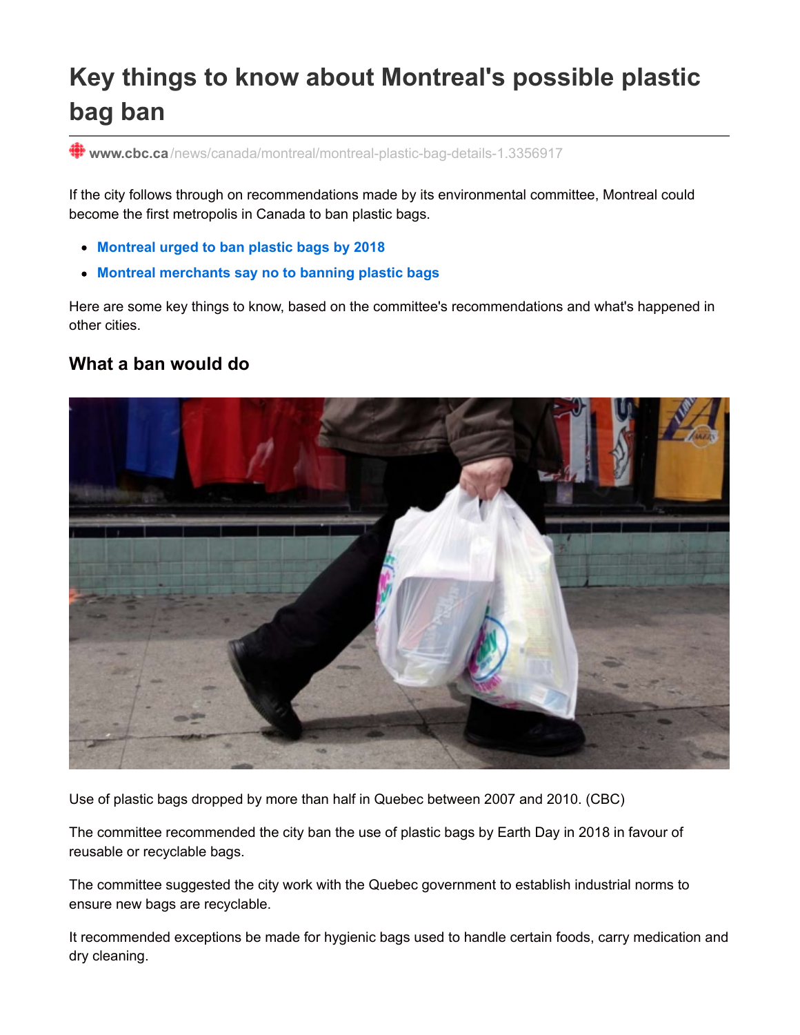# Key things to know about Montreal's possible plastic bag ban

www.cbc.ca/news/canada/montreal/montreal-plastic-bag-details-1.3356917

If the city follows through on recommendations made by its environmental committee, Montreal could become the first metropolis in Canada to ban plastic bags.

- **Montreal urged to ban plastic bags by 2018**
- **Montreal merchants say no to banning plastic bags**

Here are some key things to know, based on the committee's recommendations and what's happened in other cities.

## What a ban would do

Use of plastic bags dropped by more than half in Quebec between 2007 and 2010. (CBC)

The committee recommended the city ban the use of plastic bags by Earth Day in 2018 in favour of reusable or recyclable bags.

The committee suggested the city work with the Quebec government to establish industrial norms to ensure new bags are recyclable.

It recommended exceptions be made for hygienic bags used to handle certain foods, carry medication and dry cleaning.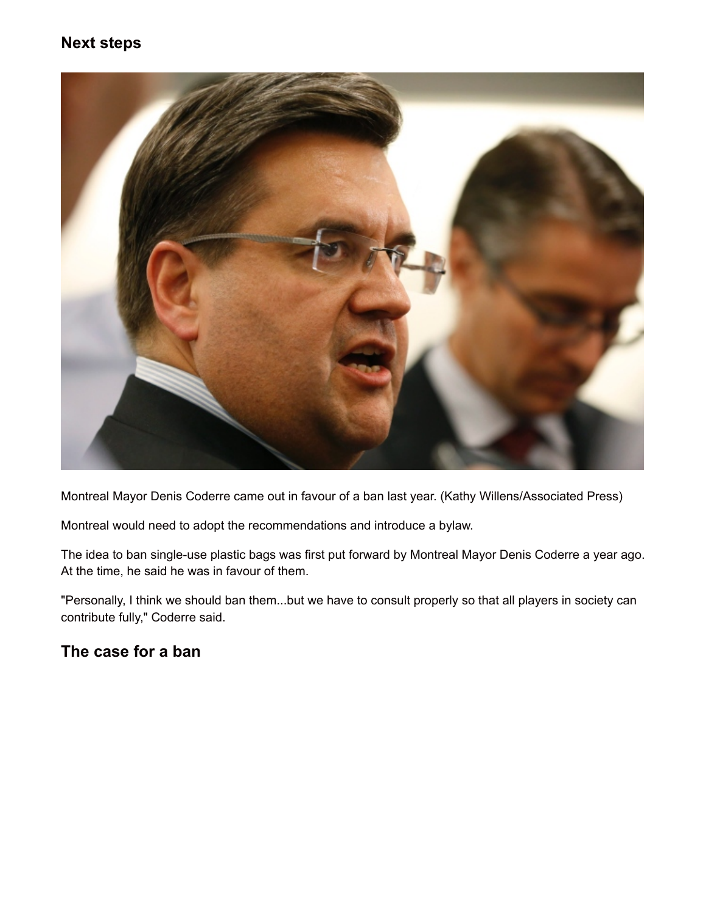## Next steps

Montreal Mayor Denis Coderre came out in favour of a ban last year. (Kathy Willens/Associated Press)

Montreal would need to adopt the recommendations and introduce a bylaw.

The idea to ban single-use plastic bags was first put forward by Montreal Mayor Denis Coderre a year ago. At the time, he said he was in favour of them.

"Personally, I think we should ban them...but we have to consult properly so that all players in society can contribute fully," Coderre said.

## The case for a ban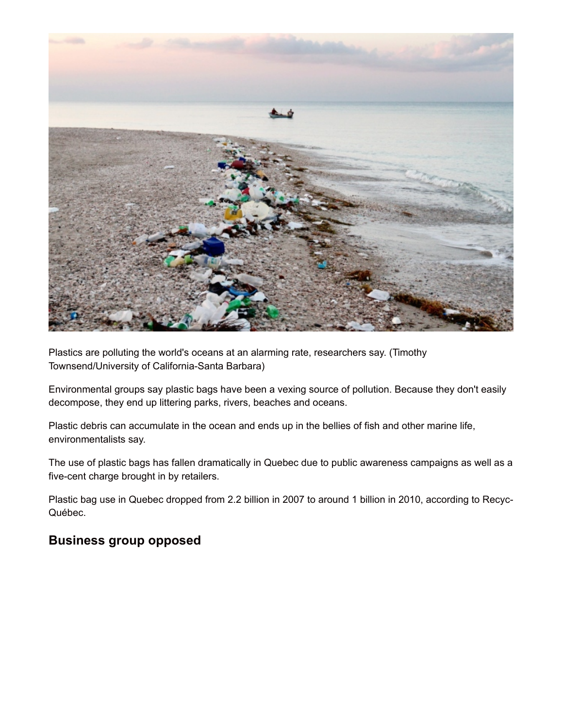Plastics are polluting the world's oceans at an alarming rate, researchers say. (Timothy Townsend/University of California-Santa Barbara)

Environmental groups say plastic bags have been a vexing source of pollution. Because they don't easily decompose, they end up littering parks, rivers, beaches and oceans.

Plastic debris can accumulate in the ocean and ends up in the bellies of fish and other marine life, environmentalists say.

The use of plastic bags has fallen dramatically in Quebec due to public awareness campaigns as well as a five-cent charge brought in by retailers.

Plastic bag use in Quebec dropped from 2.2 billion in 2007 to around 1 billion in 2010, according to Recyc-Québec.

## Business group opposed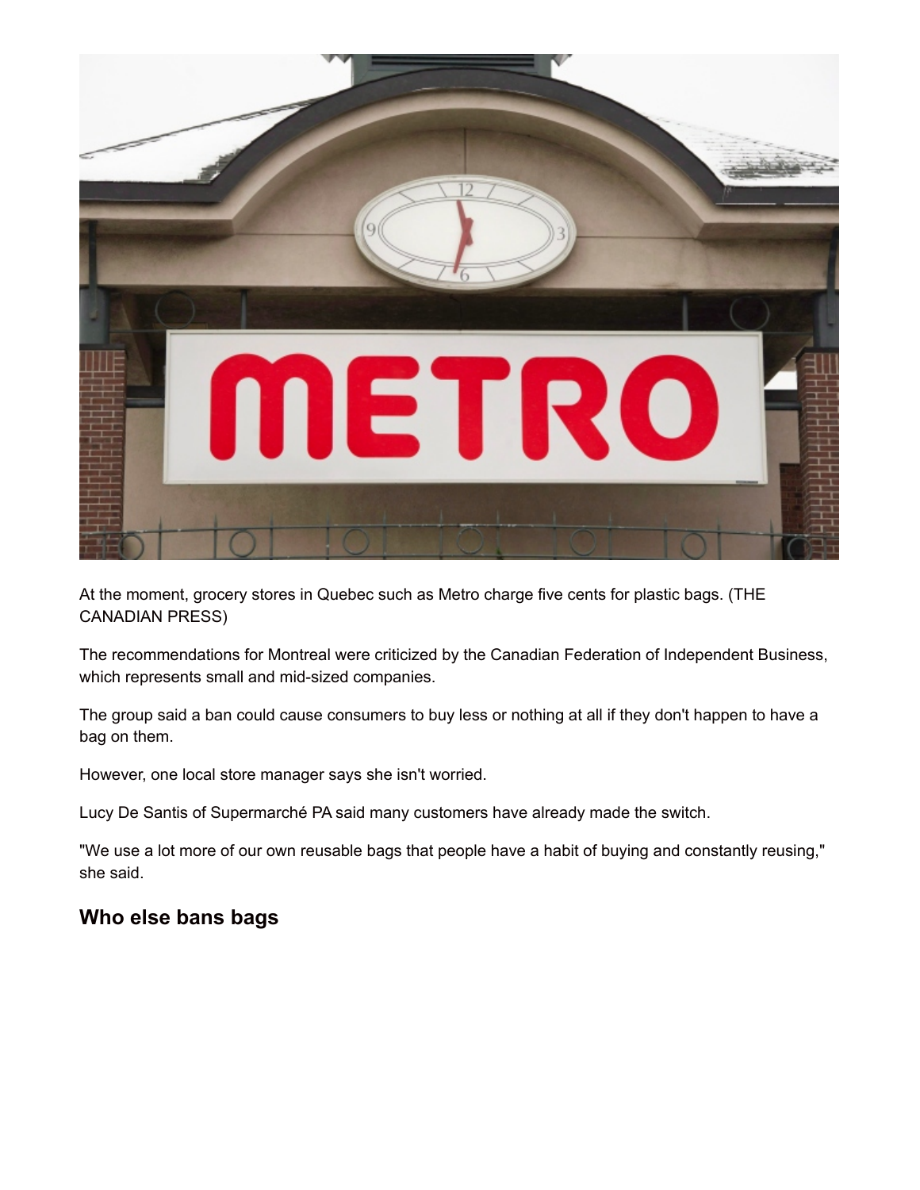At the moment, grocery stores in Quebec such as Metro charge five cents for plastic bags. (THE CANADIAN PRESS)

The recommendations for Montreal were criticized by the Canadian Federation of Independent Business, which represents small and mid-sized companies.

The group said a ban could cause consumers to buy less or nothing at all if they don't happen to have a bag on them.

However, one local store manager says she isn't worried.

Lucy De Santis of Supermarché PA said many customers have already made the switch.

"We use a lot more of our own reusable bags that people have a habit of buying and constantly reusing," she said.

## Who else bans bags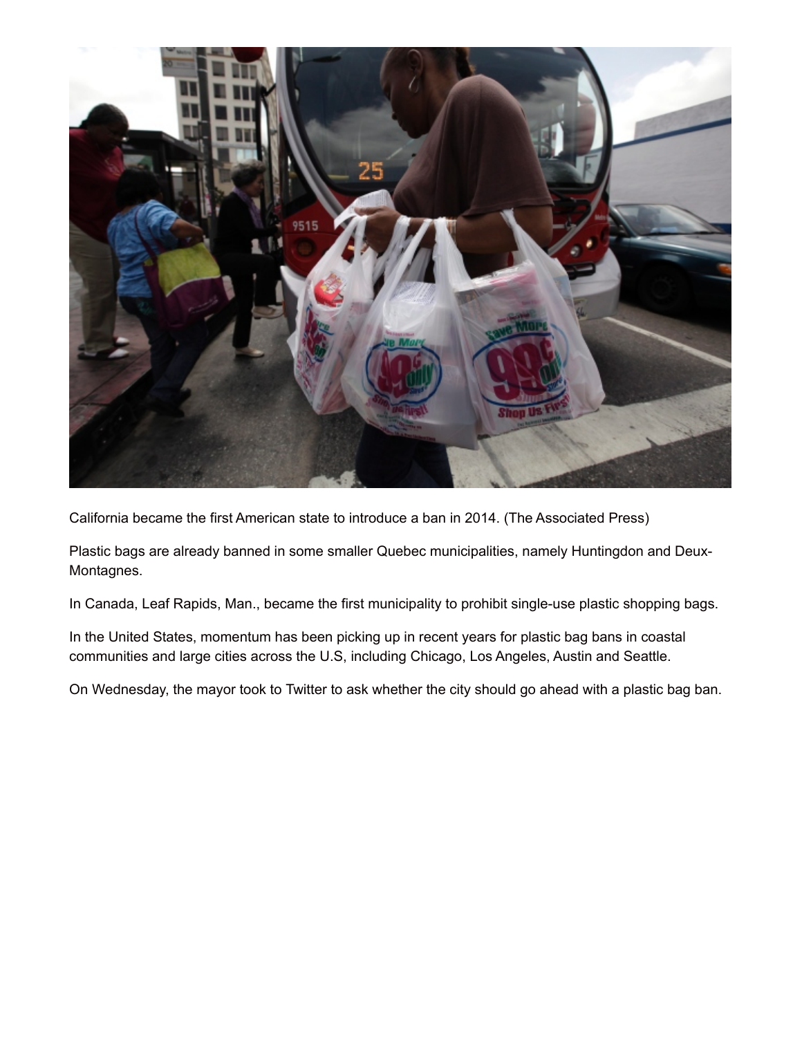California became the first American state to introduce a ban in 2014. (The Associated Press)

Plastic bags are already banned in some smaller Quebec municipalities, namely Huntingdon and Deux-Montagnes.

In Canada, Leaf Rapids, Man., became the first municipality to prohibit single-use plastic shopping bags.

In the United States, momentum has been picking up in recent years for plastic bag bans in coastal communities and large cities across the U.S, including Chicago, Los Angeles, Austin and Seattle.

On Wednesday, the mayor took to Twitter to ask whether the city should go ahead with a plastic bag ban.